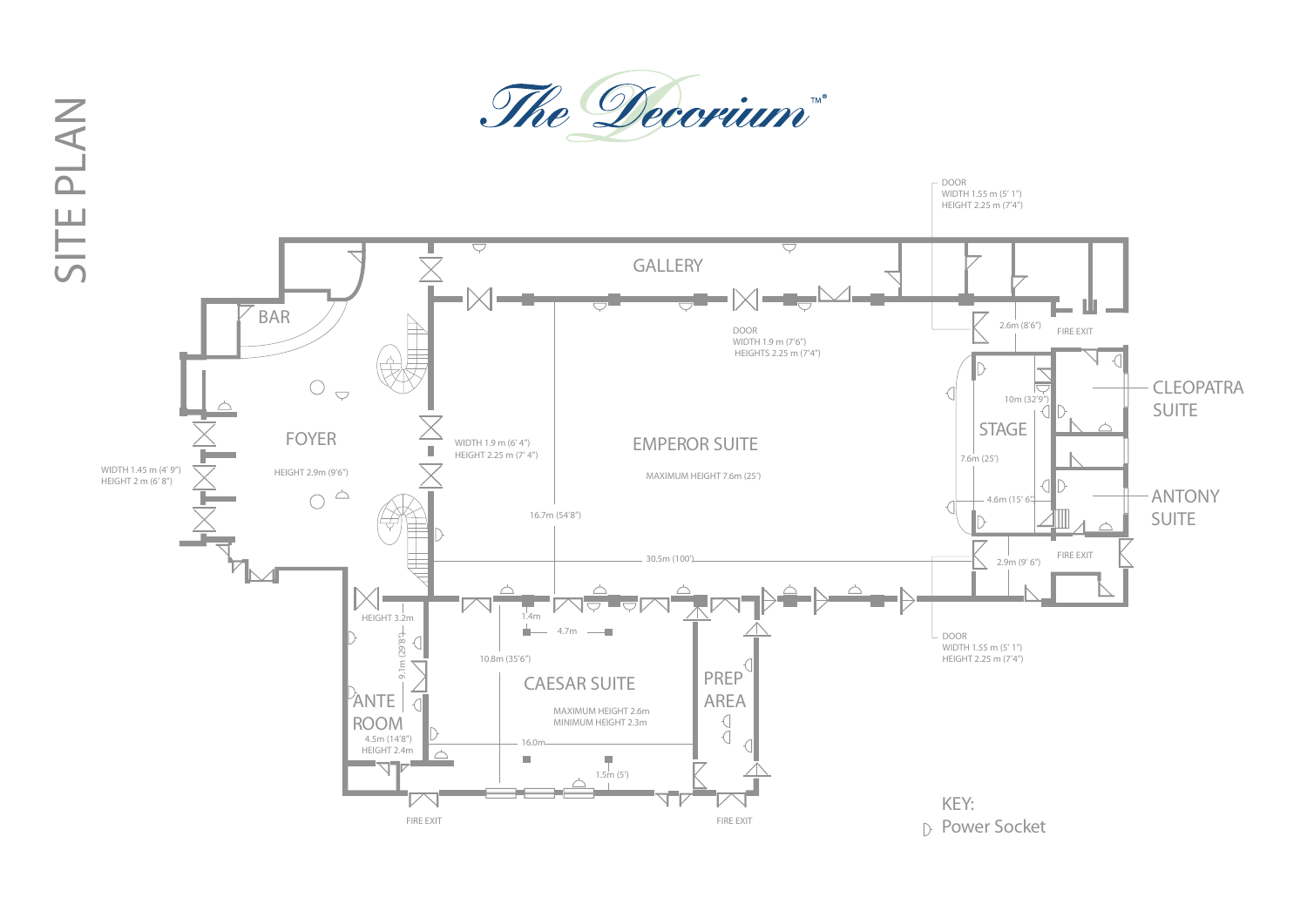# SITE PLAN

## The Decorium™

GALLERY

BAR

FOYER

HEIGHT 2.9m (9'6")

WIDTH 1.45 m (4' 9")
HEIGHT 2 m (6' 8")

WIDTH 1.9 m (6' 4")
HEIGHT 2.25 m (7' 4")

DOOR
WIDTH 1.9 m (7'6")
HEIGHTS 2.25 m (7'4")

EMPEROR SUITE

MAXIMUM HEIGHT 7.6m (25')

16.7m (54'8")

30.5m (100')

DOOR
WIDTH 1.55 m (5' 1")
HEIGHT 2.25 m (7'4")

2.6m (8'6")

FIRE EXIT

STAGE

10m (32'9")

7.6m (25')

4.6m (15' 6")

2.9m (9' 6")

FIRE EXIT

CLEOPATRA SUITE

ANTONY SUITE

DOOR
WIDTH 1.55 m (5' 1")
HEIGHT 2.25 m (7'4")

HEIGHT 3.2m

9.1m (29'8")

ANTE ROOM

4.5m (14'8")
HEIGHT 2.4m

1.4m

4.7m

10.8m (35'6")

CAESAR SUITE

MAXIMUM HEIGHT 2.6m
MINIMUM HEIGHT 2.3m

16.0m

1.5m (5')

PREP AREA

FIRE EXIT

FIRE EXIT

KEY:
Power Socket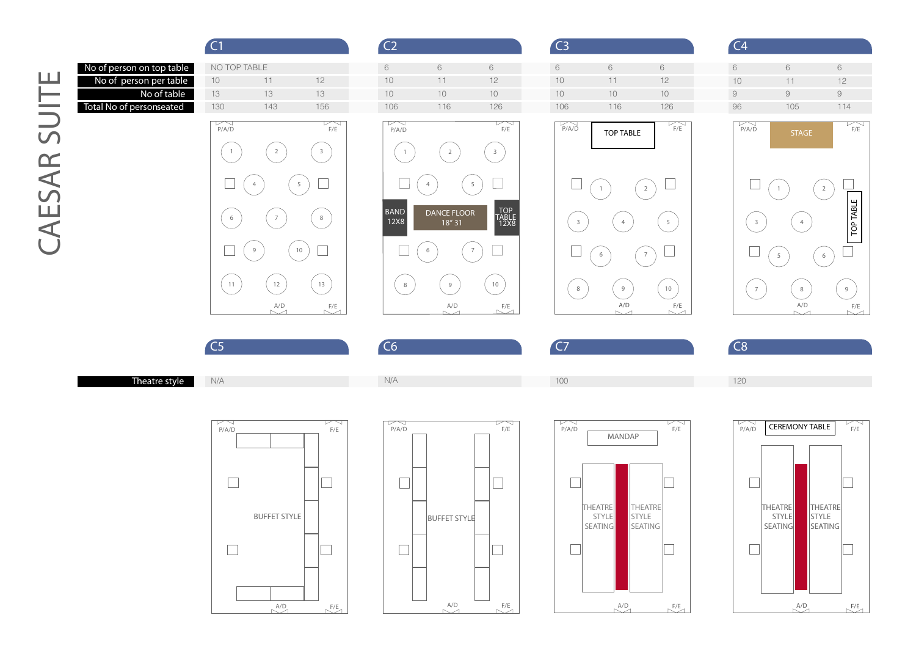# CAESAR SUITE

| | C1 | | | C2 | | | C3 | | | C4 | | |
|---|---|---|---|---|---|---|---|---|---|---|---|---|
| No of person on top table | NO TOP TABLE | | | 6 | 6 | 6 | 6 | 6 | 6 | 6 | 6 | 6 |
| No of person per table | 10 | 11 | 12 | 10 | 11 | 12 | 10 | 11 | 12 | 10 | 11 | 12 |
| No of table | 13 | 13 | 13 | 10 | 10 | 10 | 10 | 10 | 10 | 9 | 9 | 9 |
| Total No of personseated | 130 | 143 | 156 | 106 | 116 | 126 | 106 | 116 | 126 | 96 | 105 | 114 |

C1: P/A/D, F/E, 1, 2, 3, 4, 5, 6, 7, 8, 9, 10, 11, 12, 13, A/D, F/E

C2: P/A/D, F/E, 1, 2, 3, 4, 5, BAND 12X8, DANCE FLOOR 18" 31, TOP TABLE 12X8, 6, 7, 8, 9, 10, A/D, F/E

C3: P/A/D, TOP TABLE, F/E, 1, 2, 3, 4, 5, 6, 7, 8, 9, 10, A/D, F/E

C4: P/A/D, STAGE, F/E, 1, 2, TOP TABLE, 3, 4, 5, 6, 7, 8, 9, A/D, F/E

| | C5 | C6 | C7 | C8 |
|---|---|---|---|---|
| Theatre style | N/A | N/A | 100 | 120 |

C5: P/A/D, F/E, BUFFET STYLE, A/D, F/E

C6: P/A/D, F/E, BUFFET STYLE, A/D, F/E

C7: P/A/D, MANDAP, F/E, THEATRE STYLE SEATING, THEATRE STYLE SEATING, A/D, F/E

C8: P/A/D, CEREMONY TABLE, F/E, THEATRE STYLE SEATING, THEATRE STYLE SEATING, A/D, F/E